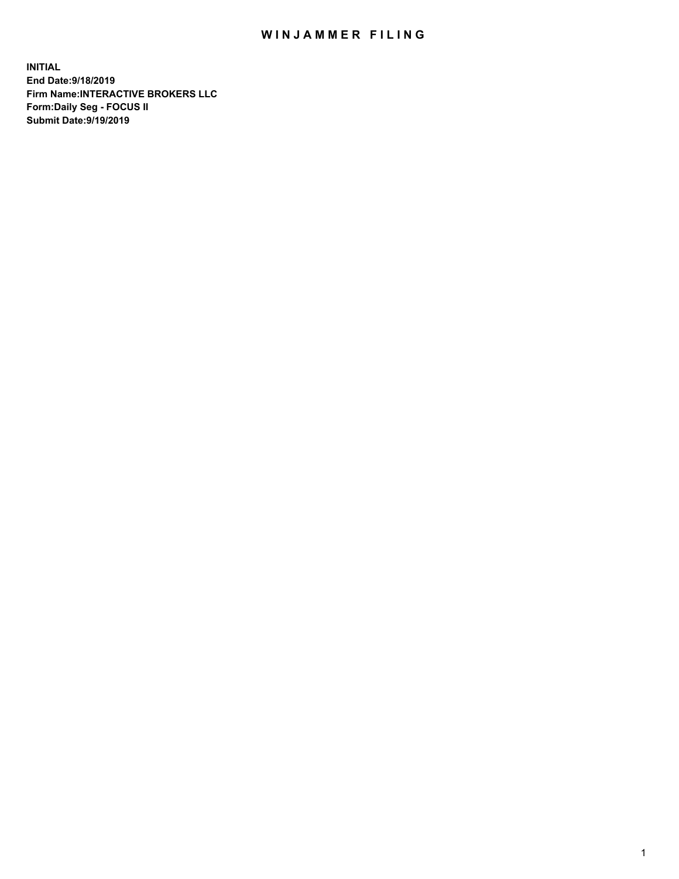# WINJAMMER FILING

**INITIAL**
**End Date:9/18/2019**
**Firm Name:INTERACTIVE BROKERS LLC**
**Form:Daily Seg - FOCUS II**
**Submit Date:9/19/2019**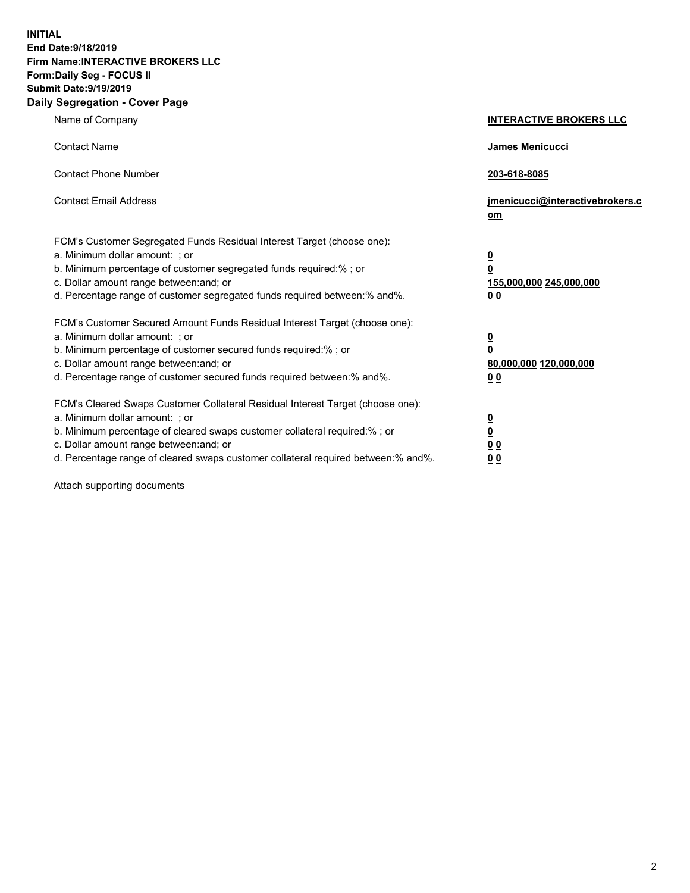**INITIAL**
**End Date:9/18/2019**
**Firm Name:INTERACTIVE BROKERS LLC**
**Form:Daily Seg - FOCUS II**
**Submit Date:9/19/2019**
**Daily Segregation - Cover Page**

| | |
|---|---|
| Name of Company | **INTERACTIVE BROKERS LLC** |
| Contact Name | **James Menicucci** |
| Contact Phone Number | **203-618-8085** |
| Contact Email Address | **jmenicucci@interactivebrokers.com** |

FCM's Customer Segregated Funds Residual Interest Target (choose one):

| | |
|---|---|
| a. Minimum dollar amount: ; or | **0** |
| b. Minimum percentage of customer segregated funds required:% ; or | **0** |
| c. Dollar amount range between:and; or | **155,000,000** **245,000,000** |
| d. Percentage range of customer segregated funds required between:% and%. | **0** **0** |

FCM's Customer Secured Amount Funds Residual Interest Target (choose one):

| | |
|---|---|
| a. Minimum dollar amount: ; or | **0** |
| b. Minimum percentage of customer secured funds required:% ; or | **0** |
| c. Dollar amount range between:and; or | **80,000,000** **120,000,000** |
| d. Percentage range of customer secured funds required between:% and%. | **0** **0** |

FCM's Cleared Swaps Customer Collateral Residual Interest Target (choose one):

| | |
|---|---|
| a. Minimum dollar amount: ; or | **0** |
| b. Minimum percentage of cleared swaps customer collateral required:% ; or | **0** |
| c. Dollar amount range between:and; or | **0** **0** |
| d. Percentage range of cleared swaps customer collateral required between:% and%. | **0** **0** |

Attach supporting documents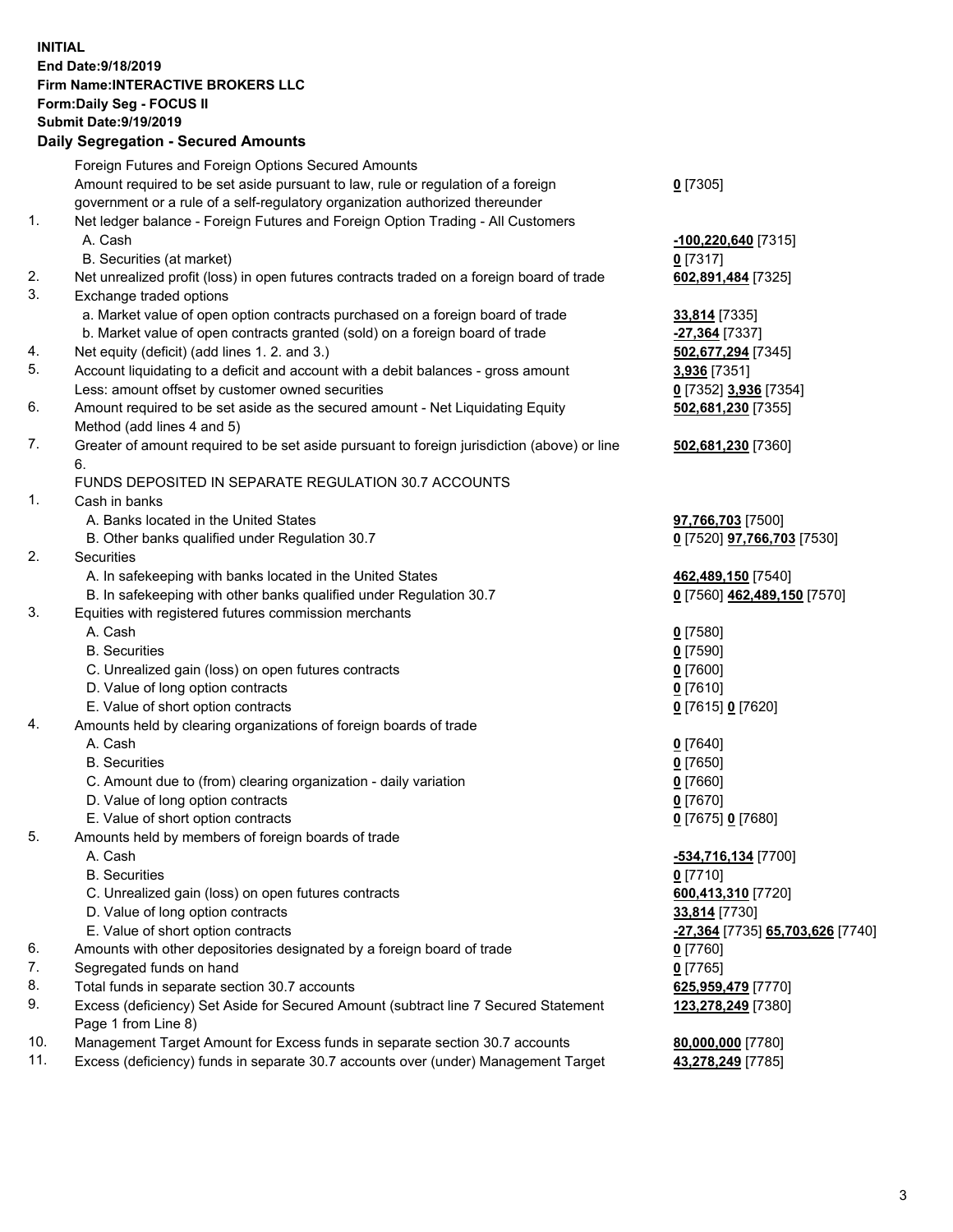**INITIAL**
**End Date:9/18/2019**
**Firm Name:INTERACTIVE BROKERS LLC**
**Form:Daily Seg - FOCUS II**
**Submit Date:9/19/2019**

## Daily Segregation - Secured Amounts

| | | |
|---|---|---|
| | Foreign Futures and Foreign Options Secured Amounts | |
| | Amount required to be set aside pursuant to law, rule or regulation of a foreign government or a rule of a self-regulatory organization authorized thereunder | **0** [7305] |
| 1. | Net ledger balance - Foreign Futures and Foreign Option Trading - All Customers | |
| | A. Cash | **-100,220,640** [7315] |
| | B. Securities (at market) | **0** [7317] |
| 2. | Net unrealized profit (loss) in open futures contracts traded on a foreign board of trade | **602,891,484** [7325] |
| 3. | Exchange traded options | |
| | a. Market value of open option contracts purchased on a foreign board of trade | **33,814** [7335] |
| | b. Market value of open contracts granted (sold) on a foreign board of trade | **-27,364** [7337] |
| 4. | Net equity (deficit) (add lines 1. 2. and 3.) | **502,677,294** [7345] |
| 5. | Account liquidating to a deficit and account with a debit balances - gross amount | **3,936** [7351] |
| | Less: amount offset by customer owned securities | **0** [7352] **3,936** [7354] |
| 6. | Amount required to be set aside as the secured amount - Net Liquidating Equity Method (add lines 4 and 5) | **502,681,230** [7355] |
| 7. | Greater of amount required to be set aside pursuant to foreign jurisdiction (above) or line 6. | **502,681,230** [7360] |
| | FUNDS DEPOSITED IN SEPARATE REGULATION 30.7 ACCOUNTS | |
| 1. | Cash in banks | |
| | A. Banks located in the United States | **97,766,703** [7500] |
| | B. Other banks qualified under Regulation 30.7 | **0** [7520] **97,766,703** [7530] |
| 2. | Securities | |
| | A. In safekeeping with banks located in the United States | **462,489,150** [7540] |
| | B. In safekeeping with other banks qualified under Regulation 30.7 | **0** [7560] **462,489,150** [7570] |
| 3. | Equities with registered futures commission merchants | |
| | A. Cash | **0** [7580] |
| | B. Securities | **0** [7590] |
| | C. Unrealized gain (loss) on open futures contracts | **0** [7600] |
| | D. Value of long option contracts | **0** [7610] |
| | E. Value of short option contracts | **0** [7615] **0** [7620] |
| 4. | Amounts held by clearing organizations of foreign boards of trade | |
| | A. Cash | **0** [7640] |
| | B. Securities | **0** [7650] |
| | C. Amount due to (from) clearing organization - daily variation | **0** [7660] |
| | D. Value of long option contracts | **0** [7670] |
| | E. Value of short option contracts | **0** [7675] **0** [7680] |
| 5. | Amounts held by members of foreign boards of trade | |
| | A. Cash | **-534,716,134** [7700] |
| | B. Securities | **0** [7710] |
| | C. Unrealized gain (loss) on open futures contracts | **600,413,310** [7720] |
| | D. Value of long option contracts | **33,814** [7730] |
| | E. Value of short option contracts | **-27,364** [7735] **65,703,626** [7740] |
| 6. | Amounts with other depositories designated by a foreign board of trade | **0** [7760] |
| 7. | Segregated funds on hand | **0** [7765] |
| 8. | Total funds in separate section 30.7 accounts | **625,959,479** [7770] |
| 9. | Excess (deficiency) Set Aside for Secured Amount (subtract line 7 Secured Statement Page 1 from Line 8) | **123,278,249** [7380] |
| 10. | Management Target Amount for Excess funds in separate section 30.7 accounts | **80,000,000** [7780] |
| 11. | Excess (deficiency) funds in separate 30.7 accounts over (under) Management Target | **43,278,249** [7785] |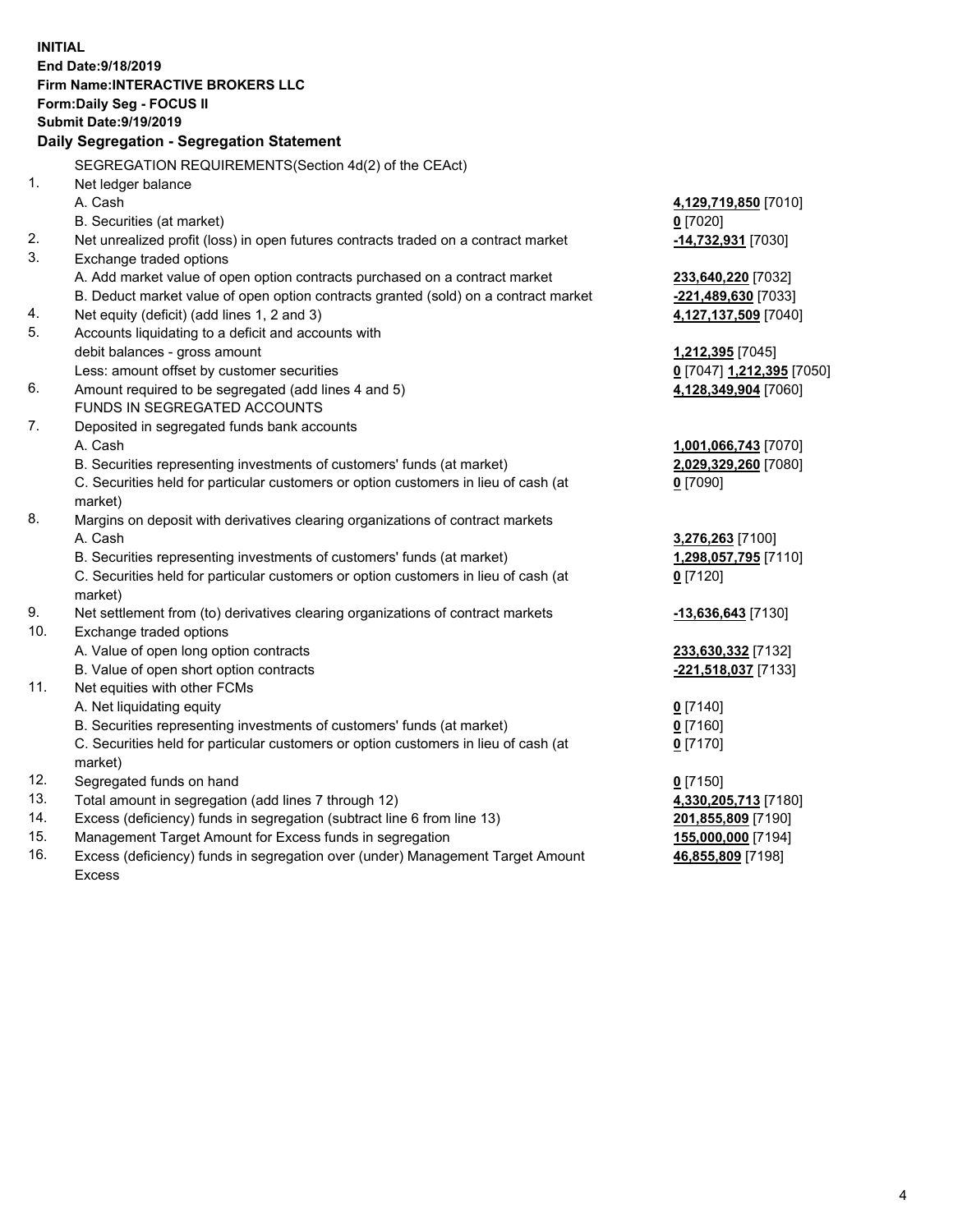**INITIAL**
**End Date:9/18/2019**
**Firm Name:INTERACTIVE BROKERS LLC**
**Form:Daily Seg - FOCUS II**
**Submit Date:9/19/2019**

**Daily Segregation - Segregation Statement**

| | | |
|---|---|---|
| | SEGREGATION REQUIREMENTS(Section 4d(2) of the CEAct) | |
| 1. | Net ledger balance | |
| | A. Cash | **4,129,719,850** [7010] |
| | B. Securities (at market) | **0** [7020] |
| 2. | Net unrealized profit (loss) in open futures contracts traded on a contract market | **-14,732,931** [7030] |
| 3. | Exchange traded options | |
| | A. Add market value of open option contracts purchased on a contract market | **233,640,220** [7032] |
| | B. Deduct market value of open option contracts granted (sold) on a contract market | **-221,489,630** [7033] |
| 4. | Net equity (deficit) (add lines 1, 2 and 3) | **4,127,137,509** [7040] |
| 5. | Accounts liquidating to a deficit and accounts with debit balances - gross amount | **1,212,395** [7045] |
| | Less: amount offset by customer securities | **0** [7047] **1,212,395** [7050] |
| 6. | Amount required to be segregated (add lines 4 and 5) | **4,128,349,904** [7060] |
| | FUNDS IN SEGREGATED ACCOUNTS | |
| 7. | Deposited in segregated funds bank accounts | |
| | A. Cash | **1,001,066,743** [7070] |
| | B. Securities representing investments of customers' funds (at market) | **2,029,329,260** [7080] |
| | C. Securities held for particular customers or option customers in lieu of cash (at market) | **0** [7090] |
| 8. | Margins on deposit with derivatives clearing organizations of contract markets | |
| | A. Cash | **3,276,263** [7100] |
| | B. Securities representing investments of customers' funds (at market) | **1,298,057,795** [7110] |
| | C. Securities held for particular customers or option customers in lieu of cash (at market) | **0** [7120] |
| 9. | Net settlement from (to) derivatives clearing organizations of contract markets | **-13,636,643** [7130] |
| 10. | Exchange traded options | |
| | A. Value of open long option contracts | **233,630,332** [7132] |
| | B. Value of open short option contracts | **-221,518,037** [7133] |
| 11. | Net equities with other FCMs | |
| | A. Net liquidating equity | **0** [7140] |
| | B. Securities representing investments of customers' funds (at market) | **0** [7160] |
| | C. Securities held for particular customers or option customers in lieu of cash (at market) | **0** [7170] |
| 12. | Segregated funds on hand | **0** [7150] |
| 13. | Total amount in segregation (add lines 7 through 12) | **4,330,205,713** [7180] |
| 14. | Excess (deficiency) funds in segregation (subtract line 6 from line 13) | **201,855,809** [7190] |
| 15. | Management Target Amount for Excess funds in segregation | **155,000,000** [7194] |
| 16. | Excess (deficiency) funds in segregation over (under) Management Target Amount Excess | **46,855,809** [7198] |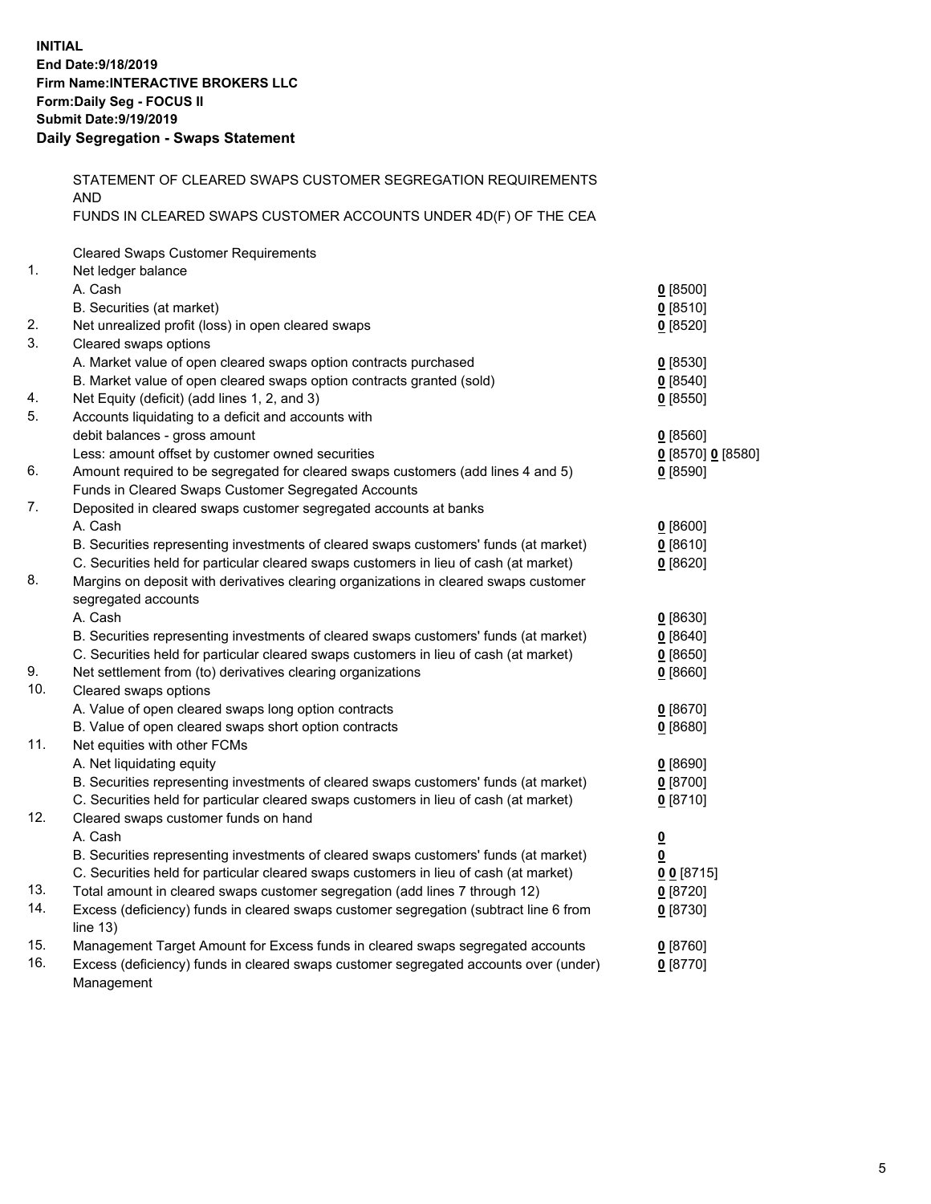**INITIAL**
**End Date:9/18/2019**
**Firm Name:INTERACTIVE BROKERS LLC**
**Form:Daily Seg - FOCUS II**
**Submit Date:9/19/2019**
**Daily Segregation - Swaps Statement**

STATEMENT OF CLEARED SWAPS CUSTOMER SEGREGATION REQUIREMENTS AND FUNDS IN CLEARED SWAPS CUSTOMER ACCOUNTS UNDER 4D(F) OF THE CEA

| | | |
|---|---|---|
| | Cleared Swaps Customer Requirements | |
| 1. | Net ledger balance | |
| | A. Cash | 0 [8500] |
| | B. Securities (at market) | 0 [8510] |
| 2. | Net unrealized profit (loss) in open cleared swaps | 0 [8520] |
| 3. | Cleared swaps options | |
| | A. Market value of open cleared swaps option contracts purchased | 0 [8530] |
| | B. Market value of open cleared swaps option contracts granted (sold) | 0 [8540] |
| 4. | Net Equity (deficit) (add lines 1, 2, and 3) | 0 [8550] |
| 5. | Accounts liquidating to a deficit and accounts with | |
| | debit balances - gross amount | 0 [8560] |
| | Less: amount offset by customer owned securities | 0 [8570] 0 [8580] |
| 6. | Amount required to be segregated for cleared swaps customers (add lines 4 and 5) | 0 [8590] |
| | Funds in Cleared Swaps Customer Segregated Accounts | |
| 7. | Deposited in cleared swaps customer segregated accounts at banks | |
| | A. Cash | 0 [8600] |
| | B. Securities representing investments of cleared swaps customers' funds (at market) | 0 [8610] |
| | C. Securities held for particular cleared swaps customers in lieu of cash (at market) | 0 [8620] |
| 8. | Margins on deposit with derivatives clearing organizations in cleared swaps customer segregated accounts | |
| | A. Cash | 0 [8630] |
| | B. Securities representing investments of cleared swaps customers' funds (at market) | 0 [8640] |
| | C. Securities held for particular cleared swaps customers in lieu of cash (at market) | 0 [8650] |
| 9. | Net settlement from (to) derivatives clearing organizations | 0 [8660] |
| 10. | Cleared swaps options | |
| | A. Value of open cleared swaps long option contracts | 0 [8670] |
| | B. Value of open cleared swaps short option contracts | 0 [8680] |
| 11. | Net equities with other FCMs | |
| | A. Net liquidating equity | 0 [8690] |
| | B. Securities representing investments of cleared swaps customers' funds (at market) | 0 [8700] |
| | C. Securities held for particular cleared swaps customers in lieu of cash (at market) | 0 [8710] |
| 12. | Cleared swaps customer funds on hand | |
| | A. Cash | 0 |
| | B. Securities representing investments of cleared swaps customers' funds (at market) | 0 |
| | C. Securities held for particular cleared swaps customers in lieu of cash (at market) | 0 0 [8715] |
| 13. | Total amount in cleared swaps customer segregation (add lines 7 through 12) | 0 [8720] |
| 14. | Excess (deficiency) funds in cleared swaps customer segregation (subtract line 6 from line 13) | 0 [8730] |
| 15. | Management Target Amount for Excess funds in cleared swaps segregated accounts | 0 [8760] |
| 16. | Excess (deficiency) funds in cleared swaps customer segregated accounts over (under) Management | 0 [8770] |